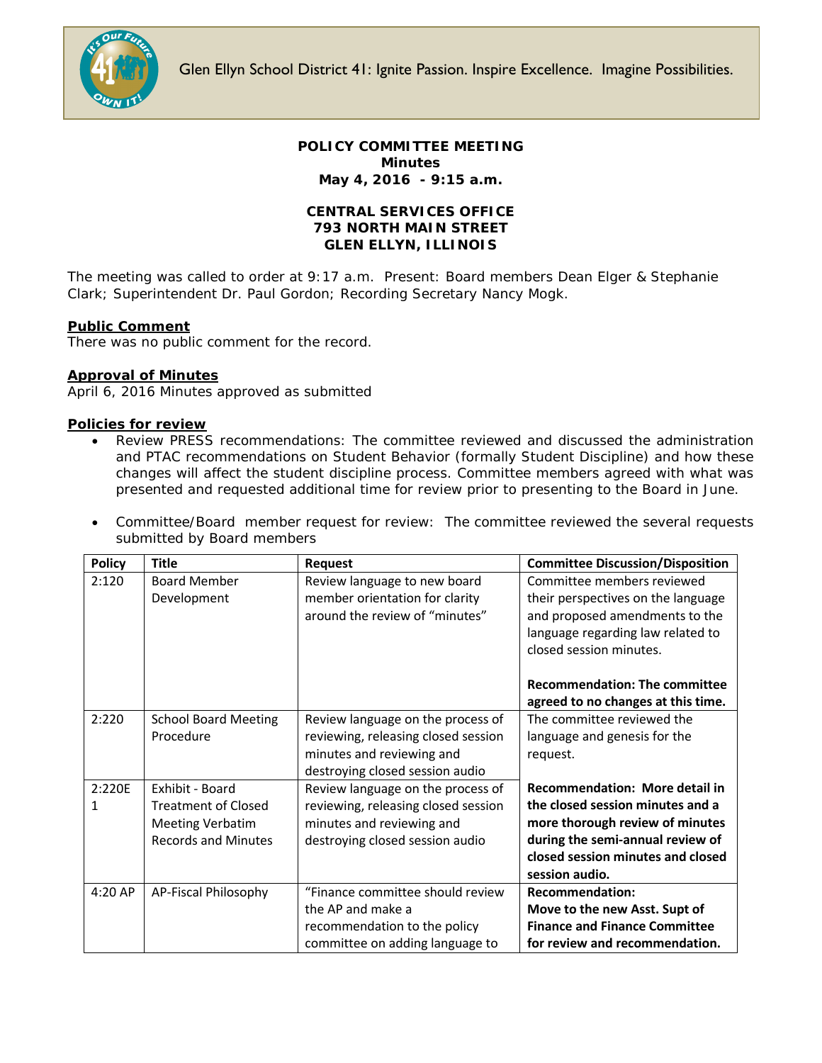Glen Ellyn School District 41: Ignite Passion. Inspire Excellence. Imagine Possibilities.

**POLICY COMMITTEE MEETING**
**Minutes**
**May 4, 2016 - 9:15 a.m.**

**CENTRAL SERVICES OFFICE**
**793 NORTH MAIN STREET**
**GLEN ELLYN, ILLINOIS**

The meeting was called to order at 9:17 a.m. Present: Board members Dean Elger & Stephanie Clark; Superintendent Dr. Paul Gordon; Recording Secretary Nancy Mogk.

**Public Comment**
There was no public comment for the record.

**Approval of Minutes**
April 6, 2016 Minutes approved as submitted

**Policies for review**

- Review PRESS recommendations: The committee reviewed and discussed the administration and PTAC recommendations on Student Behavior (formally Student Discipline) and how these changes will affect the student discipline process. Committee members agreed with what was presented and requested additional time for review prior to presenting to the Board in June.

- Committee/Board member request for review: The committee reviewed the several requests submitted by Board members

| Policy | Title | Request | Committee Discussion/Disposition |
|---|---|---|---|
| 2:120 | Board Member Development | Review language to new board member orientation for clarity around the review of "minutes" | Committee members reviewed their perspectives on the language and proposed amendments to the language regarding law related to closed session minutes.<br><br>**Recommendation: The committee agreed to no changes at this time.** |
| 2:220 | School Board Meeting Procedure | Review language on the process of reviewing, releasing closed session minutes and reviewing and destroying closed session audio | The committee reviewed the language and genesis for the request.<br><br>**Recommendation: More detail in the closed session minutes and a more thorough review of minutes during the semi-annual review of closed session minutes and closed session audio.** |
| 2:220E 1 | Exhibit - Board Treatment of Closed Meeting Verbatim Records and Minutes | Review language on the process of reviewing, releasing closed session minutes and reviewing and destroying closed session audio | |
| 4:20 AP | AP-Fiscal Philosophy | "Finance committee should review the AP and make a recommendation to the policy committee on adding language to | **Recommendation: Move to the new Asst. Supt of Finance and Finance Committee for review and recommendation.** |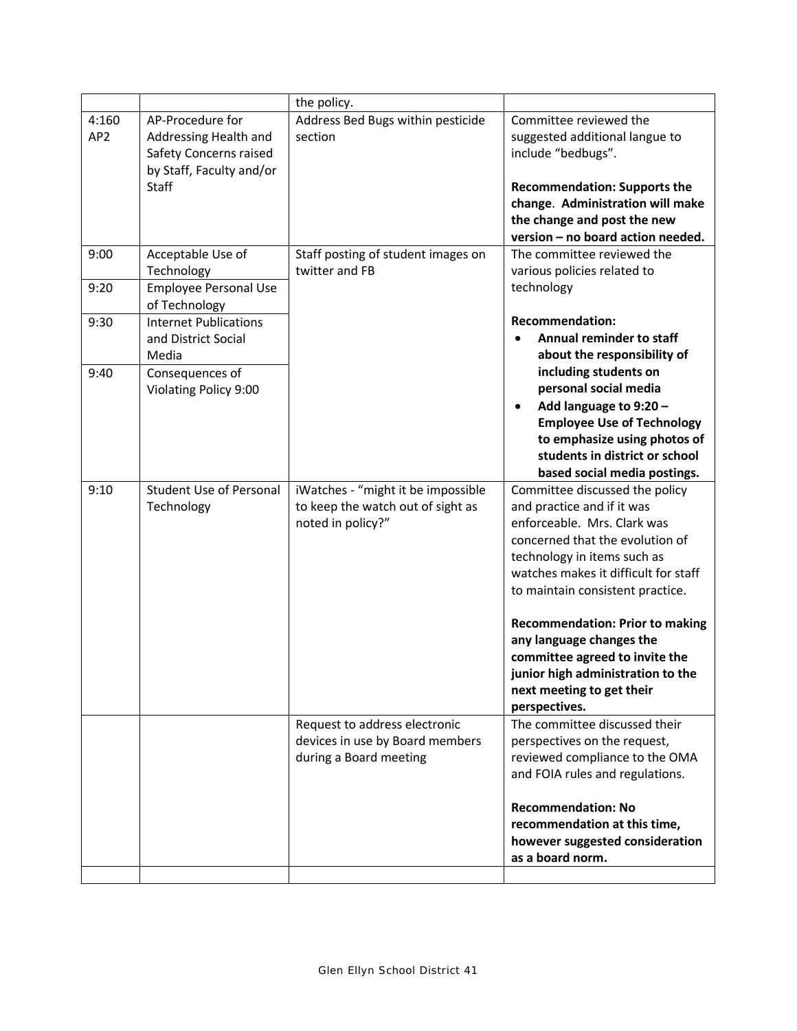| | | the policy. | |
|---|---|---|---|
| 4:160 AP2 | AP-Procedure for Addressing Health and Safety Concerns raised by Staff, Faculty and/or Staff | Address Bed Bugs within pesticide section | Committee reviewed the suggested additional langue to include "bedbugs".<br><br>**Recommendation: Supports the change. Administration will make the change and post the new version – no board action needed.** |
| 9:00<br><br>9:20<br><br>9:30<br><br>9:40 | Acceptable Use of Technology<br><br>Employee Personal Use of Technology<br><br>Internet Publications and District Social Media<br><br>Consequences of Violating Policy 9:00 | Staff posting of student images on twitter and FB | The committee reviewed the various policies related to technology<br><br>**Recommendation:**<br>• **Annual reminder to staff about the responsibility of including students on personal social media**<br>• **Add language to 9:20 – Employee Use of Technology to emphasize using photos of students in district or school based social media postings.** |
| 9:10 | Student Use of Personal Technology | iWatches - "might it be impossible to keep the watch out of sight as noted in policy?" | Committee discussed the policy and practice and if it was enforceable. Mrs. Clark was concerned that the evolution of technology in items such as watches makes it difficult for staff to maintain consistent practice.<br><br>**Recommendation: Prior to making any language changes the committee agreed to invite the junior high administration to the next meeting to get their perspectives.** |
| | | Request to address electronic devices in use by Board members during a Board meeting | The committee discussed their perspectives on the request, reviewed compliance to the OMA and FOIA rules and regulations.<br><br>**Recommendation: No recommendation at this time, however suggested consideration as a board norm.** |
| | | | |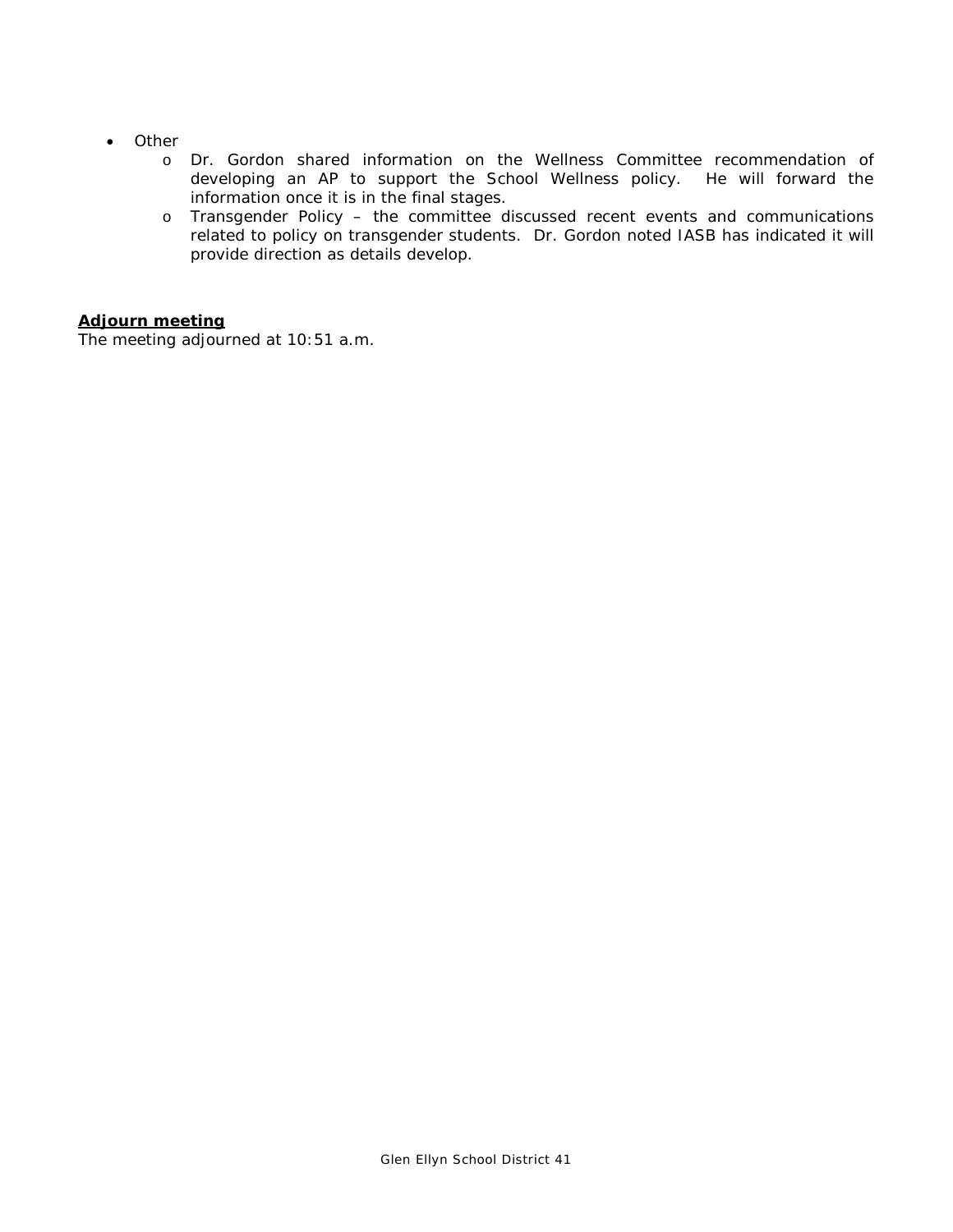- Other
  - Dr. Gordon shared information on the Wellness Committee recommendation of developing an AP to support the School Wellness policy.  He will forward the information once it is in the final stages.
  - Transgender Policy – the committee discussed recent events and communications related to policy on transgender students.  Dr. Gordon noted IASB has indicated it will provide direction as details develop.

**Adjourn meeting**

The meeting adjourned at 10:51 a.m.